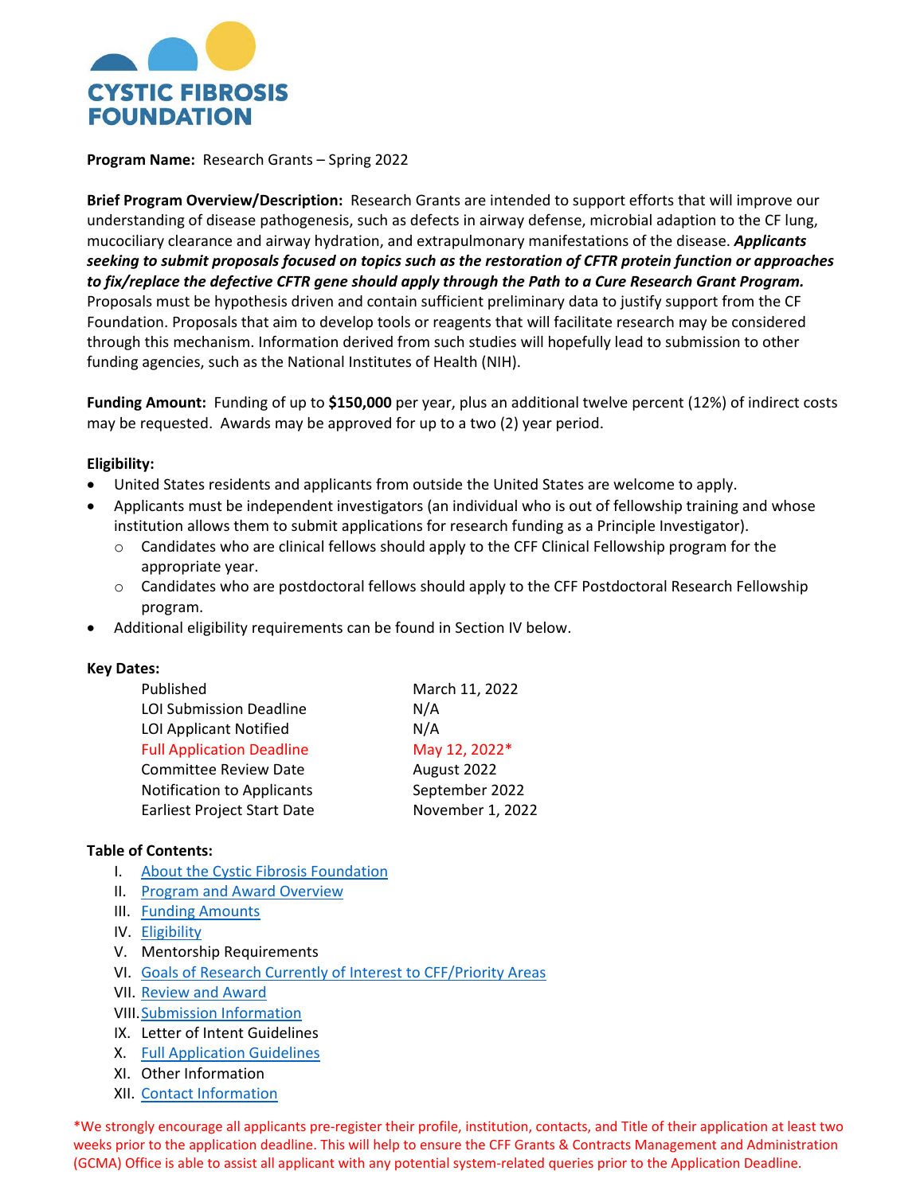**CYSTIC FIBROSIS FOUNDATION**

**Program Name:** Research Grants – Spring 2022

**Brief Program Overview/Description:** Research Grants are intended to support efforts that will improve our understanding of disease pathogenesis, such as defects in airway defense, microbial adaption to the CF lung, mucociliary clearance and airway hydration, and extrapulmonary manifestations of the disease. ***Applicants seeking to submit proposals focused on topics such as the restoration of CFTR protein function or approaches to fix/replace the defective CFTR gene should apply through the Path to a Cure Research Grant Program.*** Proposals must be hypothesis driven and contain sufficient preliminary data to justify support from the CF Foundation. Proposals that aim to develop tools or reagents that will facilitate research may be considered through this mechanism. Information derived from such studies will hopefully lead to submission to other funding agencies, such as the National Institutes of Health (NIH).

**Funding Amount:** Funding of up to **$150,000** per year, plus an additional twelve percent (12%) of indirect costs may be requested. Awards may be approved for up to a two (2) year period.

**Eligibility:**

- United States residents and applicants from outside the United States are welcome to apply.
- Applicants must be independent investigators (an individual who is out of fellowship training and whose institution allows them to submit applications for research funding as a Principle Investigator).
  - Candidates who are clinical fellows should apply to the CFF Clinical Fellowship program for the appropriate year.
  - Candidates who are postdoctoral fellows should apply to the CFF Postdoctoral Research Fellowship program.
- Additional eligibility requirements can be found in Section IV below.

**Key Dates:**

| | |
|---|---|
| Published | March 11, 2022 |
| LOI Submission Deadline | N/A |
| LOI Applicant Notified | N/A |
| Full Application Deadline | May 12, 2022* |
| Committee Review Date | August 2022 |
| Notification to Applicants | September 2022 |
| Earliest Project Start Date | November 1, 2022 |

**Table of Contents:**

I. About the Cystic Fibrosis Foundation
II. Program and Award Overview
III. Funding Amounts
IV. Eligibility
V. Mentorship Requirements
VI. Goals of Research Currently of Interest to CFF/Priority Areas
VII. Review and Award
VIII. Submission Information
IX. Letter of Intent Guidelines
X. Full Application Guidelines
XI. Other Information
XII. Contact Information

*We strongly encourage all applicants pre-register their profile, institution, contacts, and Title of their application at least two weeks prior to the application deadline. This will help to ensure the CFF Grants & Contracts Management and Administration (GCMA) Office is able to assist all applicant with any potential system-related queries prior to the Application Deadline.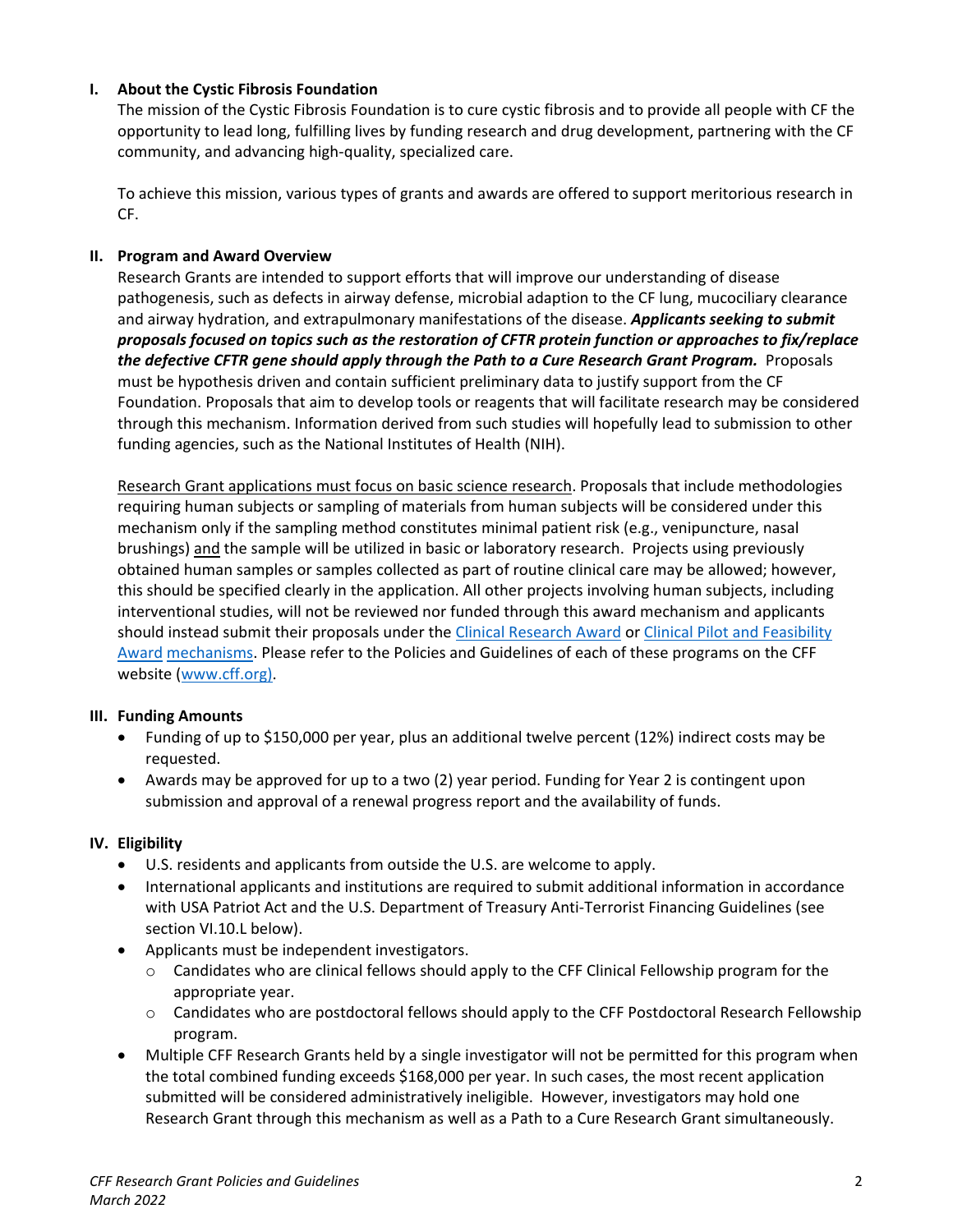## I. About the Cystic Fibrosis Foundation

The mission of the Cystic Fibrosis Foundation is to cure cystic fibrosis and to provide all people with CF the opportunity to lead long, fulfilling lives by funding research and drug development, partnering with the CF community, and advancing high-quality, specialized care.

To achieve this mission, various types of grants and awards are offered to support meritorious research in CF.

## II. Program and Award Overview

Research Grants are intended to support efforts that will improve our understanding of disease pathogenesis, such as defects in airway defense, microbial adaption to the CF lung, mucociliary clearance and airway hydration, and extrapulmonary manifestations of the disease. ***Applicants seeking to submit proposals focused on topics such as the restoration of CFTR protein function or approaches to fix/replace the defective CFTR gene should apply through the Path to a Cure Research Grant Program.*** Proposals must be hypothesis driven and contain sufficient preliminary data to justify support from the CF Foundation. Proposals that aim to develop tools or reagents that will facilitate research may be considered through this mechanism. Information derived from such studies will hopefully lead to submission to other funding agencies, such as the National Institutes of Health (NIH).

Research Grant applications must focus on basic science research. Proposals that include methodologies requiring human subjects or sampling of materials from human subjects will be considered under this mechanism only if the sampling method constitutes minimal patient risk (e.g., venipuncture, nasal brushings) and the sample will be utilized in basic or laboratory research. Projects using previously obtained human samples or samples collected as part of routine clinical care may be allowed; however, this should be specified clearly in the application. All other projects involving human subjects, including interventional studies, will not be reviewed nor funded through this award mechanism and applicants should instead submit their proposals under the [Clinical Research Award](#) or [Clinical Pilot and Feasibility Award](#) [mechanisms](#). Please refer to the Policies and Guidelines of each of these programs on the CFF website ([www.cff.org](http://www.cff.org)).

## III. Funding Amounts

- Funding of up to $150,000 per year, plus an additional twelve percent (12%) indirect costs may be requested.
- Awards may be approved for up to a two (2) year period. Funding for Year 2 is contingent upon submission and approval of a renewal progress report and the availability of funds.

## IV. Eligibility

- U.S. residents and applicants from outside the U.S. are welcome to apply.
- International applicants and institutions are required to submit additional information in accordance with USA Patriot Act and the U.S. Department of Treasury Anti-Terrorist Financing Guidelines (see section VI.10.L below).
- Applicants must be independent investigators.
  - Candidates who are clinical fellows should apply to the CFF Clinical Fellowship program for the appropriate year.
  - Candidates who are postdoctoral fellows should apply to the CFF Postdoctoral Research Fellowship program.
- Multiple CFF Research Grants held by a single investigator will not be permitted for this program when the total combined funding exceeds $168,000 per year. In such cases, the most recent application submitted will be considered administratively ineligible. However, investigators may hold one Research Grant through this mechanism as well as a Path to a Cure Research Grant simultaneously.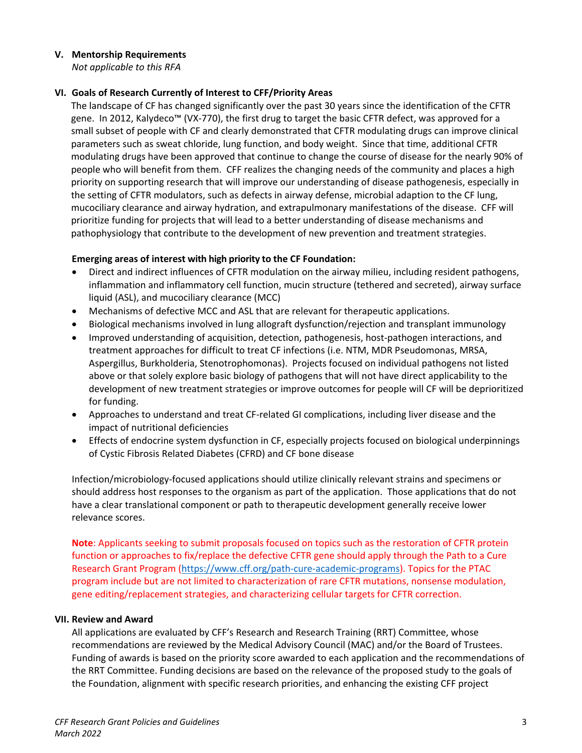## V. Mentorship Requirements

*Not applicable to this RFA*

## VI. Goals of Research Currently of Interest to CFF/Priority Areas

The landscape of CF has changed significantly over the past 30 years since the identification of the CFTR gene. In 2012, Kalydeco™ (VX-770), the first drug to target the basic CFTR defect, was approved for a small subset of people with CF and clearly demonstrated that CFTR modulating drugs can improve clinical parameters such as sweat chloride, lung function, and body weight. Since that time, additional CFTR modulating drugs have been approved that continue to change the course of disease for the nearly 90% of people who will benefit from them. CFF realizes the changing needs of the community and places a high priority on supporting research that will improve our understanding of disease pathogenesis, especially in the setting of CFTR modulators, such as defects in airway defense, microbial adaption to the CF lung, mucociliary clearance and airway hydration, and extrapulmonary manifestations of the disease. CFF will prioritize funding for projects that will lead to a better understanding of disease mechanisms and pathophysiology that contribute to the development of new prevention and treatment strategies.

**Emerging areas of interest with high priority to the CF Foundation:**

- Direct and indirect influences of CFTR modulation on the airway milieu, including resident pathogens, inflammation and inflammatory cell function, mucin structure (tethered and secreted), airway surface liquid (ASL), and mucociliary clearance (MCC)
- Mechanisms of defective MCC and ASL that are relevant for therapeutic applications.
- Biological mechanisms involved in lung allograft dysfunction/rejection and transplant immunology
- Improved understanding of acquisition, detection, pathogenesis, host-pathogen interactions, and treatment approaches for difficult to treat CF infections (i.e. NTM, MDR Pseudomonas, MRSA, Aspergillus, Burkholderia, Stenotrophomonas). Projects focused on individual pathogens not listed above or that solely explore basic biology of pathogens that will not have direct applicability to the development of new treatment strategies or improve outcomes for people will CF will be deprioritized for funding.
- Approaches to understand and treat CF-related GI complications, including liver disease and the impact of nutritional deficiencies
- Effects of endocrine system dysfunction in CF, especially projects focused on biological underpinnings of Cystic Fibrosis Related Diabetes (CFRD) and CF bone disease

Infection/microbiology-focused applications should utilize clinically relevant strains and specimens or should address host responses to the organism as part of the application. Those applications that do not have a clear translational component or path to therapeutic development generally receive lower relevance scores.

**Note**: Applicants seeking to submit proposals focused on topics such as the restoration of CFTR protein function or approaches to fix/replace the defective CFTR gene should apply through the Path to a Cure Research Grant Program (https://www.cff.org/path-cure-academic-programs). Topics for the PTAC program include but are not limited to characterization of rare CFTR mutations, nonsense modulation, gene editing/replacement strategies, and characterizing cellular targets for CFTR correction.

## VII. Review and Award

All applications are evaluated by CFF's Research and Research Training (RRT) Committee, whose recommendations are reviewed by the Medical Advisory Council (MAC) and/or the Board of Trustees. Funding of awards is based on the priority score awarded to each application and the recommendations of the RRT Committee. Funding decisions are based on the relevance of the proposed study to the goals of the Foundation, alignment with specific research priorities, and enhancing the existing CFF project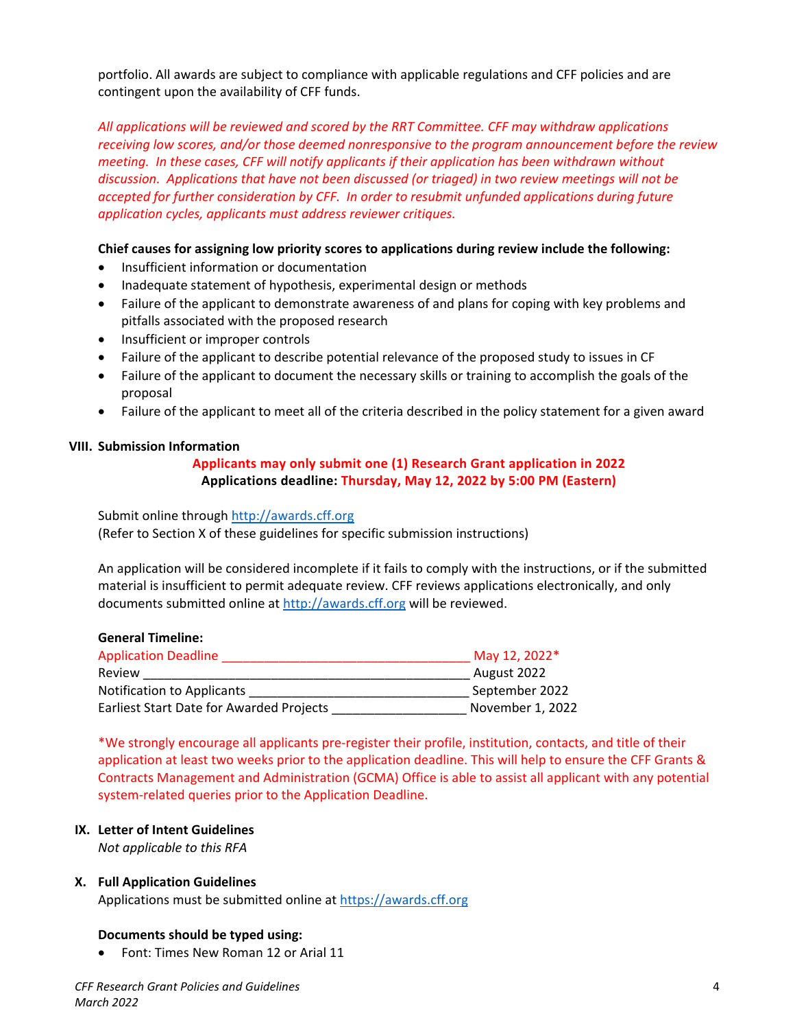portfolio. All awards are subject to compliance with applicable regulations and CFF policies and are contingent upon the availability of CFF funds.

*All applications will be reviewed and scored by the RRT Committee. CFF may withdraw applications receiving low scores, and/or those deemed nonresponsive to the program announcement before the review meeting. In these cases, CFF will notify applicants if their application has been withdrawn without discussion. Applications that have not been discussed (or triaged) in two review meetings will not be accepted for further consideration by CFF. In order to resubmit unfunded applications during future application cycles, applicants must address reviewer critiques.*

**Chief causes for assigning low priority scores to applications during review include the following:**

- Insufficient information or documentation
- Inadequate statement of hypothesis, experimental design or methods
- Failure of the applicant to demonstrate awareness of and plans for coping with key problems and pitfalls associated with the proposed research
- Insufficient or improper controls
- Failure of the applicant to describe potential relevance of the proposed study to issues in CF
- Failure of the applicant to document the necessary skills or training to accomplish the goals of the proposal
- Failure of the applicant to meet all of the criteria described in the policy statement for a given award

## VIII. Submission Information

**Applicants may only submit one (1) Research Grant application in 2022**
**Applications deadline: Thursday, May 12, 2022 by 5:00 PM (Eastern)**

Submit online through http://awards.cff.org
(Refer to Section X of these guidelines for specific submission instructions)

An application will be considered incomplete if it fails to comply with the instructions, or if the submitted material is insufficient to permit adequate review. CFF reviews applications electronically, and only documents submitted online at http://awards.cff.org will be reviewed.

**General Timeline:**

| | |
|---|---|
| Application Deadline | May 12, 2022* |
| Review | August 2022 |
| Notification to Applicants | September 2022 |
| Earliest Start Date for Awarded Projects | November 1, 2022 |

*We strongly encourage all applicants pre-register their profile, institution, contacts, and title of their application at least two weeks prior to the application deadline. This will help to ensure the CFF Grants & Contracts Management and Administration (GCMA) Office is able to assist all applicant with any potential system-related queries prior to the Application Deadline.

## IX. Letter of Intent Guidelines

*Not applicable to this RFA*

## X. Full Application Guidelines

Applications must be submitted online at https://awards.cff.org

**Documents should be typed using:**

- Font: Times New Roman 12 or Arial 11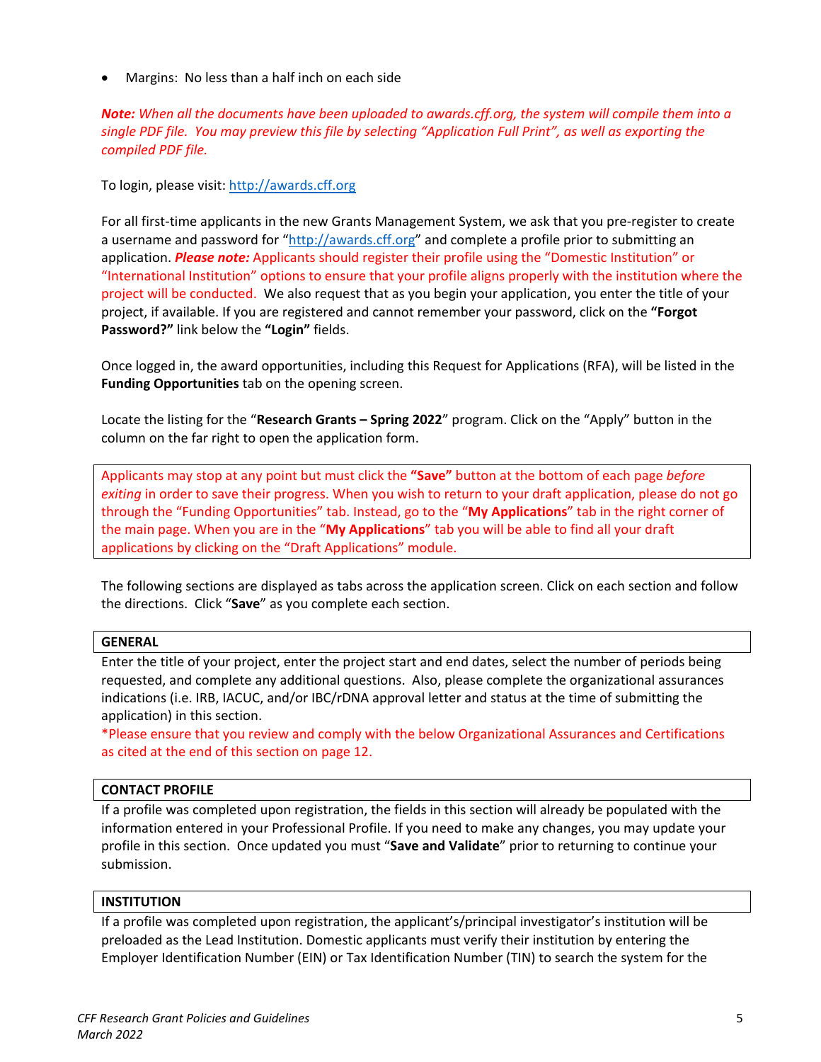- Margins: No less than a half inch on each side

***Note:** When all the documents have been uploaded to awards.cff.org, the system will compile them into a single PDF file. You may preview this file by selecting "Application Full Print", as well as exporting the compiled PDF file.*

To login, please visit: http://awards.cff.org

For all first-time applicants in the new Grants Management System, we ask that you pre-register to create a username and password for "http://awards.cff.org" and complete a profile prior to submitting an application. ***Please note:*** Applicants should register their profile using the "Domestic Institution" or "International Institution" options to ensure that your profile aligns properly with the institution where the project will be conducted. We also request that as you begin your application, you enter the title of your project, if available. If you are registered and cannot remember your password, click on the **"Forgot Password?"** link below the **"Login"** fields.

Once logged in, the award opportunities, including this Request for Applications (RFA), will be listed in the **Funding Opportunities** tab on the opening screen.

Locate the listing for the "**Research Grants – Spring 2022**" program. Click on the "Apply" button in the column on the far right to open the application form.

Applicants may stop at any point but must click the **"Save"** button at the bottom of each page *before exiting* in order to save their progress. When you wish to return to your draft application, please do not go through the "Funding Opportunities" tab. Instead, go to the "**My Applications**" tab in the right corner of the main page. When you are in the "**My Applications**" tab you will be able to find all your draft applications by clicking on the "Draft Applications" module.

The following sections are displayed as tabs across the application screen. Click on each section and follow the directions. Click "**Save**" as you complete each section.

**GENERAL**

Enter the title of your project, enter the project start and end dates, select the number of periods being requested, and complete any additional questions. Also, please complete the organizational assurances indications (i.e. IRB, IACUC, and/or IBC/rDNA approval letter and status at the time of submitting the application) in this section.

*Please ensure that you review and comply with the below Organizational Assurances and Certifications as cited at the end of this section on page 12.

**CONTACT PROFILE**

If a profile was completed upon registration, the fields in this section will already be populated with the information entered in your Professional Profile. If you need to make any changes, you may update your profile in this section. Once updated you must "**Save and Validate**" prior to returning to continue your submission.

**INSTITUTION**

If a profile was completed upon registration, the applicant's/principal investigator's institution will be preloaded as the Lead Institution. Domestic applicants must verify their institution by entering the Employer Identification Number (EIN) or Tax Identification Number (TIN) to search the system for the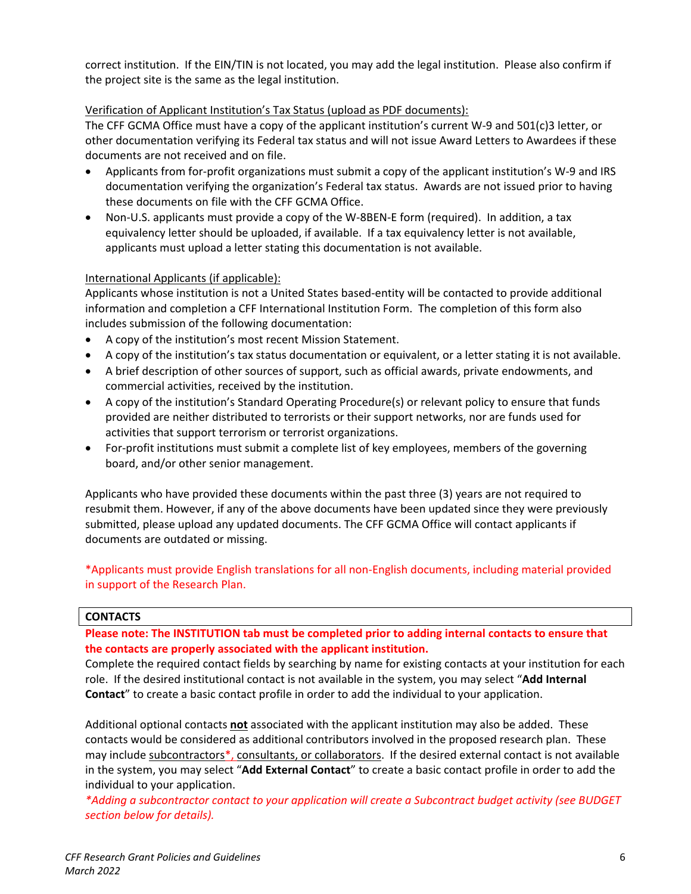correct institution. If the EIN/TIN is not located, you may add the legal institution. Please also confirm if the project site is the same as the legal institution.

Verification of Applicant Institution's Tax Status (upload as PDF documents):

The CFF GCMA Office must have a copy of the applicant institution's current W-9 and 501(c)3 letter, or other documentation verifying its Federal tax status and will not issue Award Letters to Awardees if these documents are not received and on file.

- Applicants from for-profit organizations must submit a copy of the applicant institution's W-9 and IRS documentation verifying the organization's Federal tax status. Awards are not issued prior to having these documents on file with the CFF GCMA Office.
- Non-U.S. applicants must provide a copy of the W-8BEN-E form (required). In addition, a tax equivalency letter should be uploaded, if available. If a tax equivalency letter is not available, applicants must upload a letter stating this documentation is not available.

International Applicants (if applicable):

Applicants whose institution is not a United States based-entity will be contacted to provide additional information and completion a CFF International Institution Form. The completion of this form also includes submission of the following documentation:

- A copy of the institution's most recent Mission Statement.
- A copy of the institution's tax status documentation or equivalent, or a letter stating it is not available.
- A brief description of other sources of support, such as official awards, private endowments, and commercial activities, received by the institution.
- A copy of the institution's Standard Operating Procedure(s) or relevant policy to ensure that funds provided are neither distributed to terrorists or their support networks, nor are funds used for activities that support terrorism or terrorist organizations.
- For-profit institutions must submit a complete list of key employees, members of the governing board, and/or other senior management.

Applicants who have provided these documents within the past three (3) years are not required to resubmit them. However, if any of the above documents have been updated since they were previously submitted, please upload any updated documents. The CFF GCMA Office will contact applicants if documents are outdated or missing.

*Applicants must provide English translations for all non-English documents, including material provided in support of the Research Plan.

## CONTACTS

**Please note: The INSTITUTION tab must be completed prior to adding internal contacts to ensure that the contacts are properly associated with the applicant institution.**

Complete the required contact fields by searching by name for existing contacts at your institution for each role. If the desired institutional contact is not available in the system, you may select "**Add Internal Contact**" to create a basic contact profile in order to add the individual to your application.

Additional optional contacts **not** associated with the applicant institution may also be added. These contacts would be considered as additional contributors involved in the proposed research plan. These may include subcontractors*, consultants, or collaborators. If the desired external contact is not available in the system, you may select "**Add External Contact**" to create a basic contact profile in order to add the individual to your application.

*\*Adding a subcontractor contact to your application will create a Subcontract budget activity (see BUDGET section below for details).*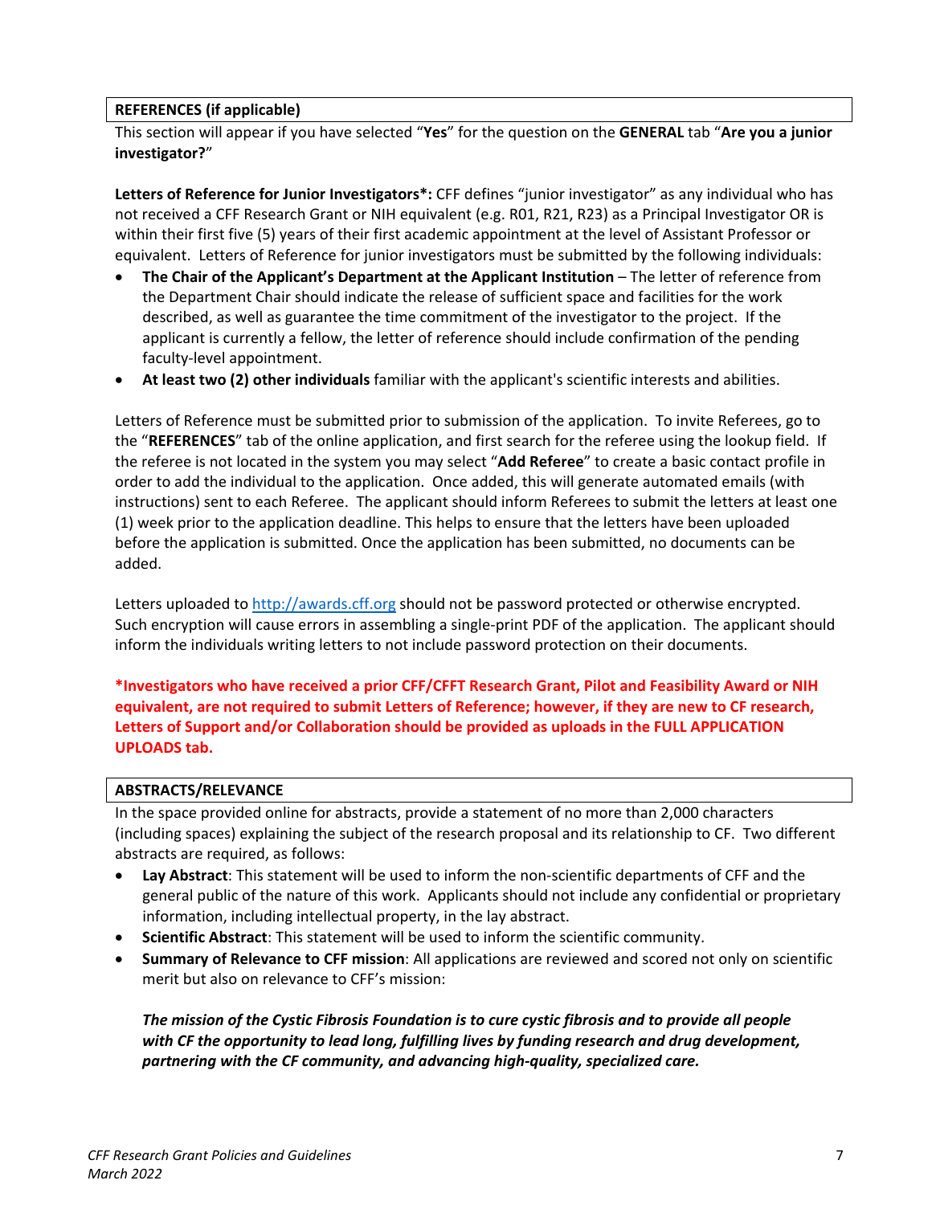## REFERENCES (if applicable)

This section will appear if you have selected "**Yes**" for the question on the **GENERAL** tab "**Are you a junior investigator?**"

**Letters of Reference for Junior Investigators*:** CFF defines "junior investigator" as any individual who has not received a CFF Research Grant or NIH equivalent (e.g. R01, R21, R23) as a Principal Investigator OR is within their first five (5) years of their first academic appointment at the level of Assistant Professor or equivalent. Letters of Reference for junior investigators must be submitted by the following individuals:

- **The Chair of the Applicant's Department at the Applicant Institution** – The letter of reference from the Department Chair should indicate the release of sufficient space and facilities for the work described, as well as guarantee the time commitment of the investigator to the project. If the applicant is currently a fellow, the letter of reference should include confirmation of the pending faculty-level appointment.
- **At least two (2) other individuals** familiar with the applicant's scientific interests and abilities.

Letters of Reference must be submitted prior to submission of the application. To invite Referees, go to the "**REFERENCES**" tab of the online application, and first search for the referee using the lookup field. If the referee is not located in the system you may select "**Add Referee**" to create a basic contact profile in order to add the individual to the application. Once added, this will generate automated emails (with instructions) sent to each Referee. The applicant should inform Referees to submit the letters at least one (1) week prior to the application deadline. This helps to ensure that the letters have been uploaded before the application is submitted. Once the application has been submitted, no documents can be added.

Letters uploaded to http://awards.cff.org should not be password protected or otherwise encrypted. Such encryption will cause errors in assembling a single-print PDF of the application. The applicant should inform the individuals writing letters to not include password protection on their documents.

***Investigators who have received a prior CFF/CFFT Research Grant, Pilot and Feasibility Award or NIH equivalent, are not required to submit Letters of Reference; however, if they are new to CF research, Letters of Support and/or Collaboration should be provided as uploads in the FULL APPLICATION UPLOADS tab.**

## ABSTRACTS/RELEVANCE

In the space provided online for abstracts, provide a statement of no more than 2,000 characters (including spaces) explaining the subject of the research proposal and its relationship to CF. Two different abstracts are required, as follows:

- **Lay Abstract**: This statement will be used to inform the non-scientific departments of CFF and the general public of the nature of this work. Applicants should not include any confidential or proprietary information, including intellectual property, in the lay abstract.
- **Scientific Abstract**: This statement will be used to inform the scientific community.
- **Summary of Relevance to CFF mission**: All applications are reviewed and scored not only on scientific merit but also on relevance to CFF's mission:

  ***The mission of the Cystic Fibrosis Foundation is to cure cystic fibrosis and to provide all people with CF the opportunity to lead long, fulfilling lives by funding research and drug development, partnering with the CF community, and advancing high-quality, specialized care.***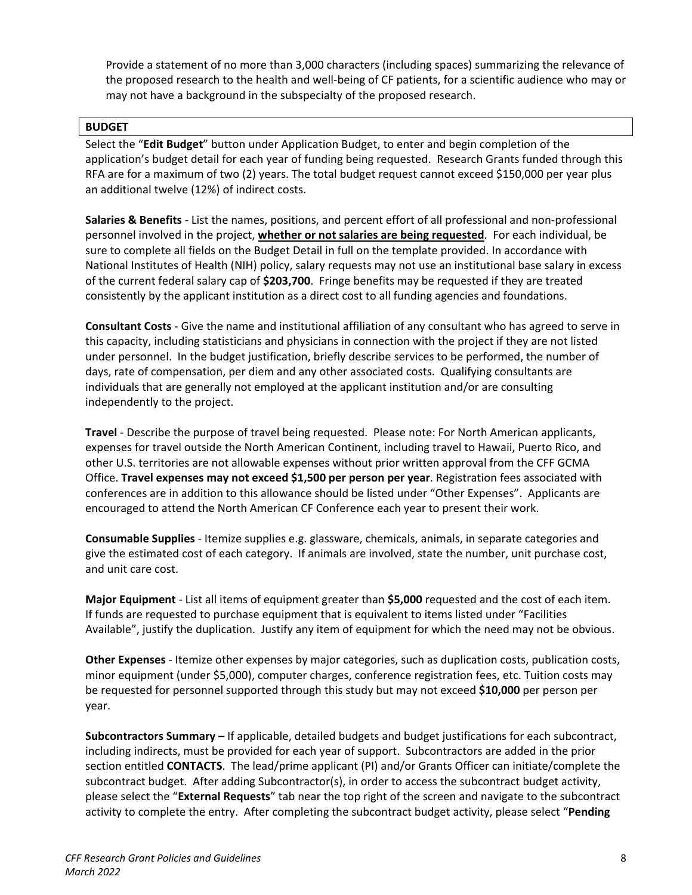Provide a statement of no more than 3,000 characters (including spaces) summarizing the relevance of the proposed research to the health and well-being of CF patients, for a scientific audience who may or may not have a background in the subspecialty of the proposed research.

## BUDGET

Select the "**Edit Budget**" button under Application Budget, to enter and begin completion of the application's budget detail for each year of funding being requested. Research Grants funded through this RFA are for a maximum of two (2) years. The total budget request cannot exceed $150,000 per year plus an additional twelve (12%) of indirect costs.

**Salaries & Benefits** - List the names, positions, and percent effort of all professional and non-professional personnel involved in the project, **whether or not salaries are being requested**. For each individual, be sure to complete all fields on the Budget Detail in full on the template provided. In accordance with National Institutes of Health (NIH) policy, salary requests may not use an institutional base salary in excess of the current federal salary cap of **$203,700**. Fringe benefits may be requested if they are treated consistently by the applicant institution as a direct cost to all funding agencies and foundations.

**Consultant Costs** - Give the name and institutional affiliation of any consultant who has agreed to serve in this capacity, including statisticians and physicians in connection with the project if they are not listed under personnel. In the budget justification, briefly describe services to be performed, the number of days, rate of compensation, per diem and any other associated costs. Qualifying consultants are individuals that are generally not employed at the applicant institution and/or are consulting independently to the project.

**Travel** - Describe the purpose of travel being requested. Please note: For North American applicants, expenses for travel outside the North American Continent, including travel to Hawaii, Puerto Rico, and other U.S. territories are not allowable expenses without prior written approval from the CFF GCMA Office. **Travel expenses may not exceed $1,500 per person per year**. Registration fees associated with conferences are in addition to this allowance should be listed under "Other Expenses". Applicants are encouraged to attend the North American CF Conference each year to present their work.

**Consumable Supplies** - Itemize supplies e.g. glassware, chemicals, animals, in separate categories and give the estimated cost of each category. If animals are involved, state the number, unit purchase cost, and unit care cost.

**Major Equipment** - List all items of equipment greater than **$5,000** requested and the cost of each item. If funds are requested to purchase equipment that is equivalent to items listed under "Facilities Available", justify the duplication. Justify any item of equipment for which the need may not be obvious.

**Other Expenses** - Itemize other expenses by major categories, such as duplication costs, publication costs, minor equipment (under $5,000), computer charges, conference registration fees, etc. Tuition costs may be requested for personnel supported through this study but may not exceed **$10,000** per person per year.

**Subcontractors Summary –** If applicable, detailed budgets and budget justifications for each subcontract, including indirects, must be provided for each year of support. Subcontractors are added in the prior section entitled **CONTACTS**. The lead/prime applicant (PI) and/or Grants Officer can initiate/complete the subcontract budget. After adding Subcontractor(s), in order to access the subcontract budget activity, please select the "**External Requests**" tab near the top right of the screen and navigate to the subcontract activity to complete the entry. After completing the subcontract budget activity, please select "**Pending**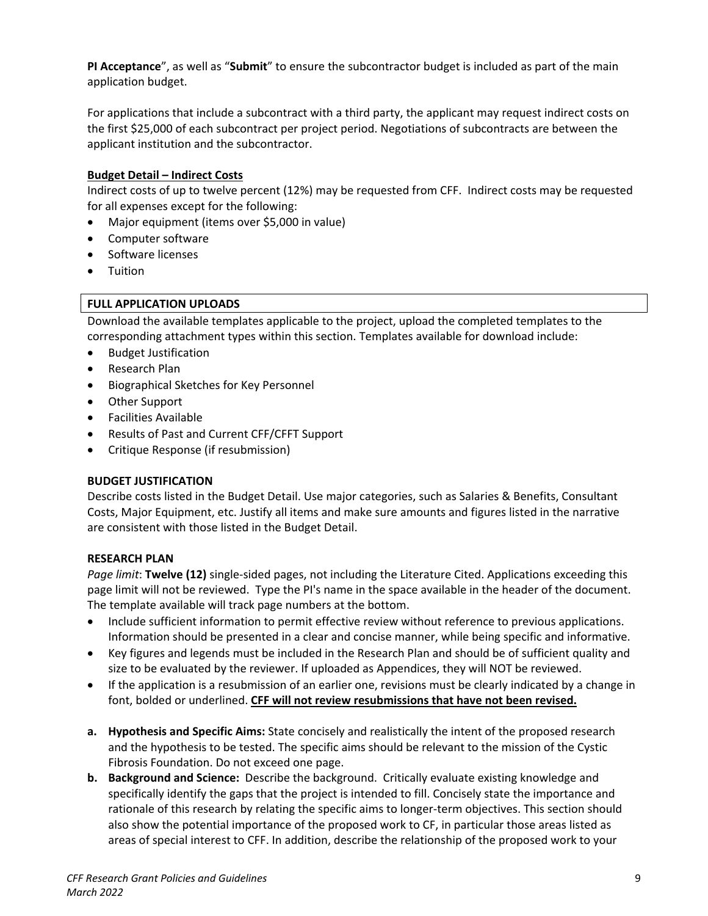PI Acceptance", as well as "**Submit**" to ensure the subcontractor budget is included as part of the main application budget.

For applications that include a subcontract with a third party, the applicant may request indirect costs on the first $25,000 of each subcontract per project period. Negotiations of subcontracts are between the applicant institution and the subcontractor.

**Budget Detail – Indirect Costs**

Indirect costs of up to twelve percent (12%) may be requested from CFF. Indirect costs may be requested for all expenses except for the following:

- Major equipment (items over $5,000 in value)
- Computer software
- Software licenses
- Tuition

## FULL APPLICATION UPLOADS

Download the available templates applicable to the project, upload the completed templates to the corresponding attachment types within this section. Templates available for download include:

- Budget Justification
- Research Plan
- Biographical Sketches for Key Personnel
- Other Support
- Facilities Available
- Results of Past and Current CFF/CFFT Support
- Critique Response (if resubmission)

### BUDGET JUSTIFICATION

Describe costs listed in the Budget Detail. Use major categories, such as Salaries & Benefits, Consultant Costs, Major Equipment, etc. Justify all items and make sure amounts and figures listed in the narrative are consistent with those listed in the Budget Detail.

### RESEARCH PLAN

*Page limit*: **Twelve (12)** single-sided pages, not including the Literature Cited. Applications exceeding this page limit will not be reviewed. Type the PI's name in the space available in the header of the document. The template available will track page numbers at the bottom.

- Include sufficient information to permit effective review without reference to previous applications. Information should be presented in a clear and concise manner, while being specific and informative.
- Key figures and legends must be included in the Research Plan and should be of sufficient quality and size to be evaluated by the reviewer. If uploaded as Appendices, they will NOT be reviewed.
- If the application is a resubmission of an earlier one, revisions must be clearly indicated by a change in font, bolded or underlined. **CFF will not review resubmissions that have not been revised.**

**a. Hypothesis and Specific Aims:** State concisely and realistically the intent of the proposed research and the hypothesis to be tested. The specific aims should be relevant to the mission of the Cystic Fibrosis Foundation. Do not exceed one page.

**b. Background and Science:** Describe the background. Critically evaluate existing knowledge and specifically identify the gaps that the project is intended to fill. Concisely state the importance and rationale of this research by relating the specific aims to longer-term objectives. This section should also show the potential importance of the proposed work to CF, in particular those areas listed as areas of special interest to CFF. In addition, describe the relationship of the proposed work to your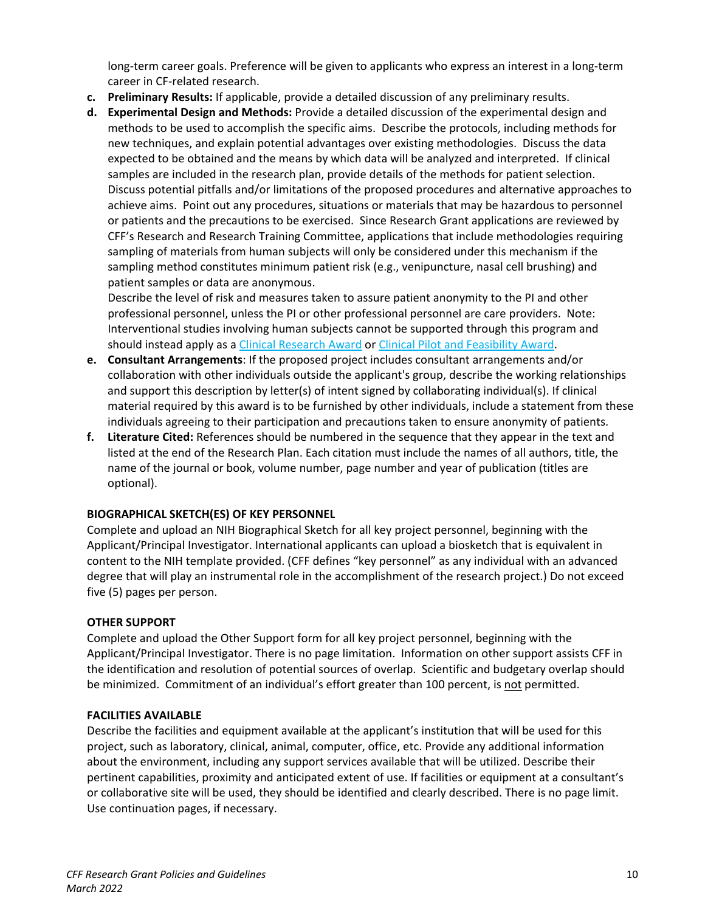long-term career goals. Preference will be given to applicants who express an interest in a long-term career in CF-related research.

c. **Preliminary Results:** If applicable, provide a detailed discussion of any preliminary results.
d. **Experimental Design and Methods:** Provide a detailed discussion of the experimental design and methods to be used to accomplish the specific aims. Describe the protocols, including methods for new techniques, and explain potential advantages over existing methodologies. Discuss the data expected to be obtained and the means by which data will be analyzed and interpreted. If clinical samples are included in the research plan, provide details of the methods for patient selection. Discuss potential pitfalls and/or limitations of the proposed procedures and alternative approaches to achieve aims. Point out any procedures, situations or materials that may be hazardous to personnel or patients and the precautions to be exercised. Since Research Grant applications are reviewed by CFF's Research and Research Training Committee, applications that include methodologies requiring sampling of materials from human subjects will only be considered under this mechanism if the sampling method constitutes minimum patient risk (e.g., venipuncture, nasal cell brushing) and patient samples or data are anonymous.
   Describe the level of risk and measures taken to assure patient anonymity to the PI and other professional personnel, unless the PI or other professional personnel are care providers. Note: Interventional studies involving human subjects cannot be supported through this program and should instead apply as a Clinical Research Award or Clinical Pilot and Feasibility Award.
e. **Consultant Arrangements**: If the proposed project includes consultant arrangements and/or collaboration with other individuals outside the applicant's group, describe the working relationships and support this description by letter(s) of intent signed by collaborating individual(s). If clinical material required by this award is to be furnished by other individuals, include a statement from these individuals agreeing to their participation and precautions taken to ensure anonymity of patients.
f. **Literature Cited:** References should be numbered in the sequence that they appear in the text and listed at the end of the Research Plan. Each citation must include the names of all authors, title, the name of the journal or book, volume number, page number and year of publication (titles are optional).

**BIOGRAPHICAL SKETCH(ES) OF KEY PERSONNEL**

Complete and upload an NIH Biographical Sketch for all key project personnel, beginning with the Applicant/Principal Investigator. International applicants can upload a biosketch that is equivalent in content to the NIH template provided. (CFF defines "key personnel" as any individual with an advanced degree that will play an instrumental role in the accomplishment of the research project.) Do not exceed five (5) pages per person.

**OTHER SUPPORT**

Complete and upload the Other Support form for all key project personnel, beginning with the Applicant/Principal Investigator. There is no page limitation. Information on other support assists CFF in the identification and resolution of potential sources of overlap. Scientific and budgetary overlap should be minimized. Commitment of an individual's effort greater than 100 percent, is not permitted.

**FACILITIES AVAILABLE**

Describe the facilities and equipment available at the applicant's institution that will be used for this project, such as laboratory, clinical, animal, computer, office, etc. Provide any additional information about the environment, including any support services available that will be utilized. Describe their pertinent capabilities, proximity and anticipated extent of use. If facilities or equipment at a consultant's or collaborative site will be used, they should be identified and clearly described. There is no page limit. Use continuation pages, if necessary.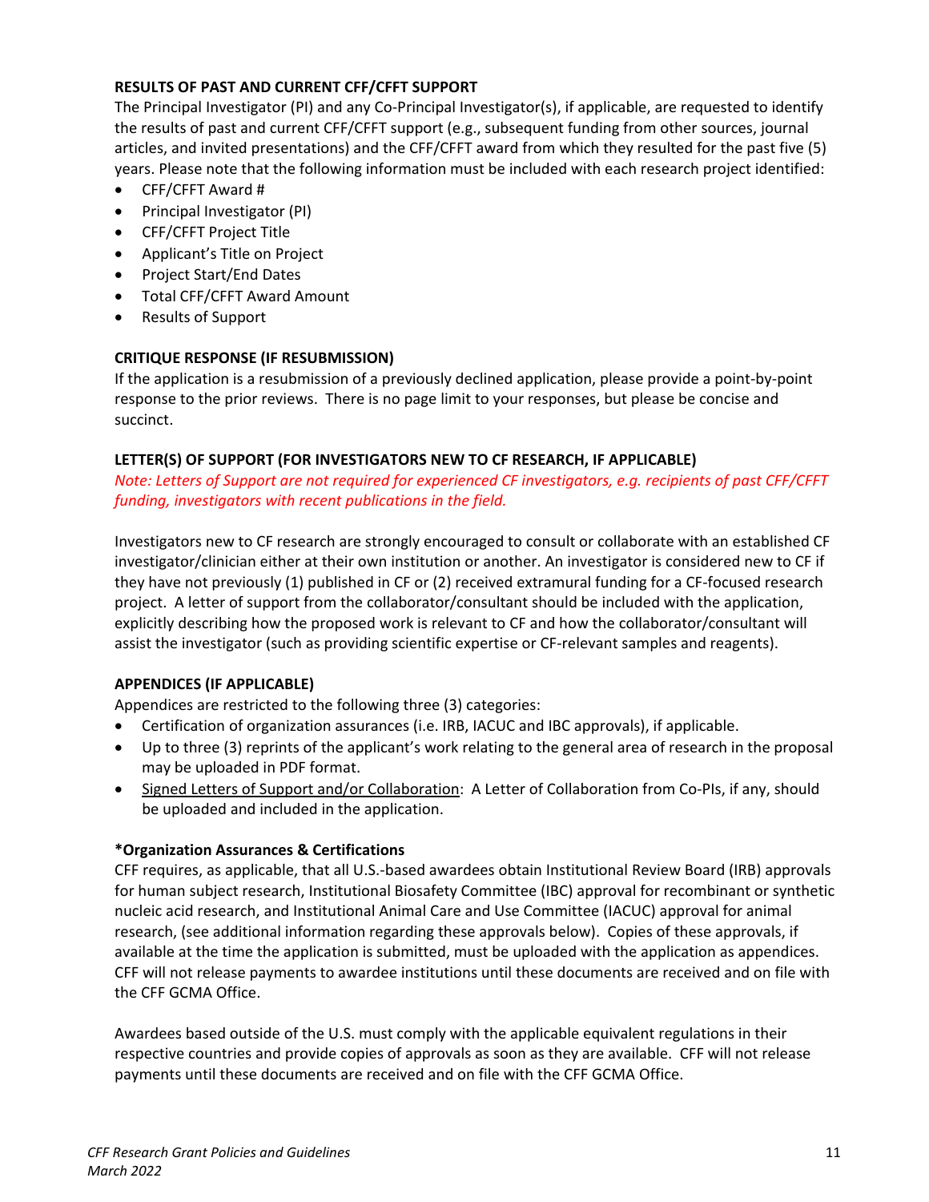**RESULTS OF PAST AND CURRENT CFF/CFFT SUPPORT**

The Principal Investigator (PI) and any Co-Principal Investigator(s), if applicable, are requested to identify the results of past and current CFF/CFFT support (e.g., subsequent funding from other sources, journal articles, and invited presentations) and the CFF/CFFT award from which they resulted for the past five (5) years. Please note that the following information must be included with each research project identified:

- CFF/CFFT Award #
- Principal Investigator (PI)
- CFF/CFFT Project Title
- Applicant's Title on Project
- Project Start/End Dates
- Total CFF/CFFT Award Amount
- Results of Support

**CRITIQUE RESPONSE (IF RESUBMISSION)**

If the application is a resubmission of a previously declined application, please provide a point-by-point response to the prior reviews. There is no page limit to your responses, but please be concise and succinct.

**LETTER(S) OF SUPPORT (FOR INVESTIGATORS NEW TO CF RESEARCH, IF APPLICABLE)**

*Note: Letters of Support are not required for experienced CF investigators, e.g. recipients of past CFF/CFFT funding, investigators with recent publications in the field.*

Investigators new to CF research are strongly encouraged to consult or collaborate with an established CF investigator/clinician either at their own institution or another. An investigator is considered new to CF if they have not previously (1) published in CF or (2) received extramural funding for a CF-focused research project. A letter of support from the collaborator/consultant should be included with the application, explicitly describing how the proposed work is relevant to CF and how the collaborator/consultant will assist the investigator (such as providing scientific expertise or CF-relevant samples and reagents).

**APPENDICES (IF APPLICABLE)**

Appendices are restricted to the following three (3) categories:

- Certification of organization assurances (i.e. IRB, IACUC and IBC approvals), if applicable.
- Up to three (3) reprints of the applicant's work relating to the general area of research in the proposal may be uploaded in PDF format.
- <u>Signed Letters of Support and/or Collaboration</u>: A Letter of Collaboration from Co-PIs, if any, should be uploaded and included in the application.

**\*Organization Assurances & Certifications**

CFF requires, as applicable, that all U.S.-based awardees obtain Institutional Review Board (IRB) approvals for human subject research, Institutional Biosafety Committee (IBC) approval for recombinant or synthetic nucleic acid research, and Institutional Animal Care and Use Committee (IACUC) approval for animal research, (see additional information regarding these approvals below). Copies of these approvals, if available at the time the application is submitted, must be uploaded with the application as appendices. CFF will not release payments to awardee institutions until these documents are received and on file with the CFF GCMA Office.

Awardees based outside of the U.S. must comply with the applicable equivalent regulations in their respective countries and provide copies of approvals as soon as they are available. CFF will not release payments until these documents are received and on file with the CFF GCMA Office.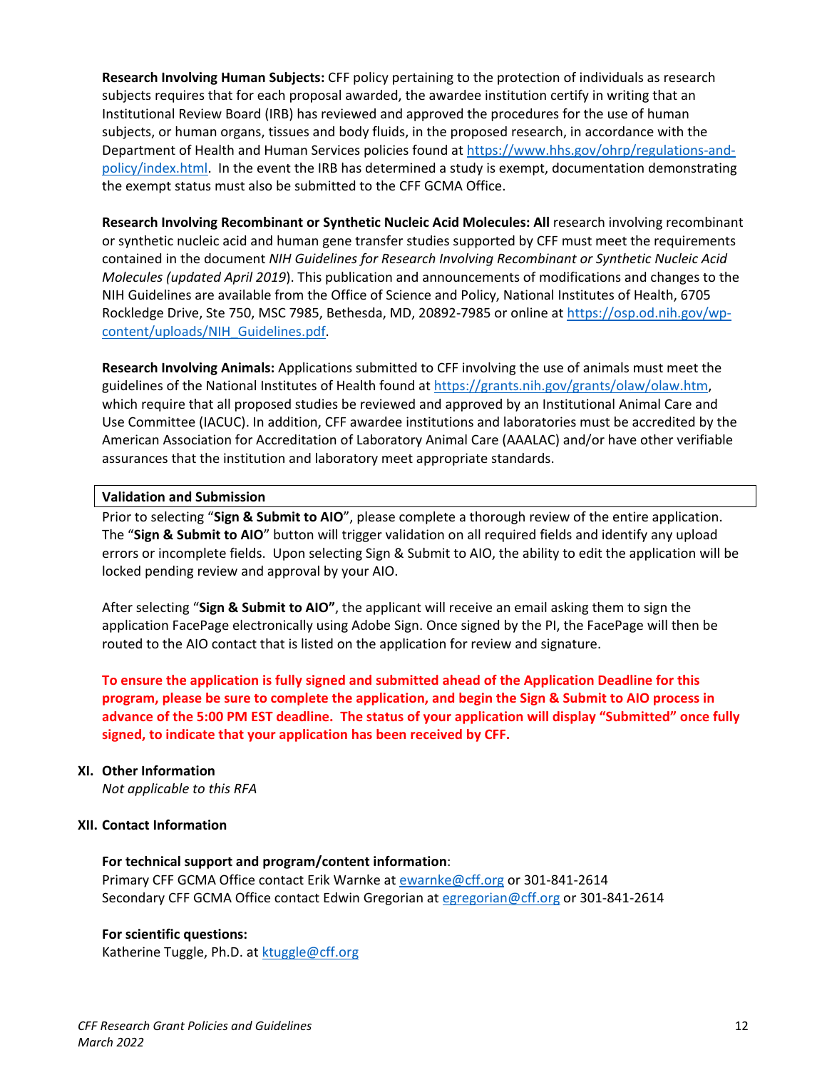**Research Involving Human Subjects:** CFF policy pertaining to the protection of individuals as research subjects requires that for each proposal awarded, the awardee institution certify in writing that an Institutional Review Board (IRB) has reviewed and approved the procedures for the use of human subjects, or human organs, tissues and body fluids, in the proposed research, in accordance with the Department of Health and Human Services policies found at https://www.hhs.gov/ohrp/regulations-and-policy/index.html. In the event the IRB has determined a study is exempt, documentation demonstrating the exempt status must also be submitted to the CFF GCMA Office.

**Research Involving Recombinant or Synthetic Nucleic Acid Molecules: All** research involving recombinant or synthetic nucleic acid and human gene transfer studies supported by CFF must meet the requirements contained in the document *NIH Guidelines for Research Involving Recombinant or Synthetic Nucleic Acid Molecules (updated April 2019*). This publication and announcements of modifications and changes to the NIH Guidelines are available from the Office of Science and Policy, National Institutes of Health, 6705 Rockledge Drive, Ste 750, MSC 7985, Bethesda, MD, 20892-7985 or online at https://osp.od.nih.gov/wp-content/uploads/NIH_Guidelines.pdf.

**Research Involving Animals:** Applications submitted to CFF involving the use of animals must meet the guidelines of the National Institutes of Health found at https://grants.nih.gov/grants/olaw/olaw.htm, which require that all proposed studies be reviewed and approved by an Institutional Animal Care and Use Committee (IACUC). In addition, CFF awardee institutions and laboratories must be accredited by the American Association for Accreditation of Laboratory Animal Care (AAALAC) and/or have other verifiable assurances that the institution and laboratory meet appropriate standards.

**Validation and Submission**

Prior to selecting "**Sign & Submit to AIO**", please complete a thorough review of the entire application. The "**Sign & Submit to AIO**" button will trigger validation on all required fields and identify any upload errors or incomplete fields. Upon selecting Sign & Submit to AIO, the ability to edit the application will be locked pending review and approval by your AIO.

After selecting "**Sign & Submit to AIO"**, the applicant will receive an email asking them to sign the application FacePage electronically using Adobe Sign. Once signed by the PI, the FacePage will then be routed to the AIO contact that is listed on the application for review and signature.

**To ensure the application is fully signed and submitted ahead of the Application Deadline for this program, please be sure to complete the application, and begin the Sign & Submit to AIO process in advance of the 5:00 PM EST deadline. The status of your application will display "Submitted" once fully signed, to indicate that your application has been received by CFF.**

## XI. Other Information

*Not applicable to this RFA*

## XII. Contact Information

**For technical support and program/content information**:
Primary CFF GCMA Office contact Erik Warnke at ewarnke@cff.org or 301-841-2614
Secondary CFF GCMA Office contact Edwin Gregorian at egregorian@cff.org or 301-841-2614

**For scientific questions:**
Katherine Tuggle, Ph.D. at ktuggle@cff.org